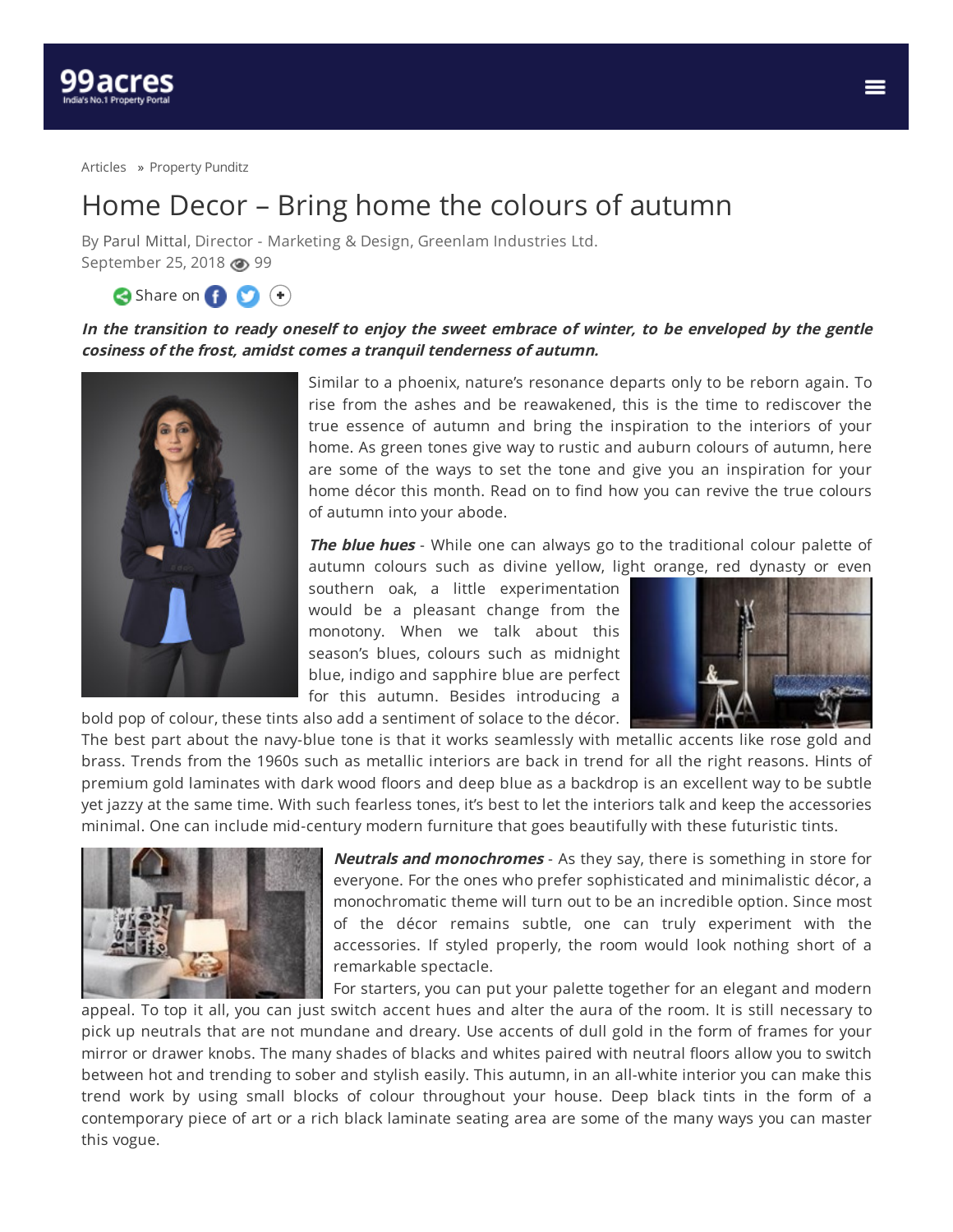Articles » Property Punditz

# Home Decor – Bring home the colours of autumn

By Parul Mittal, Director - Marketing & Design, Greenlam Industries Ltd.
September 25, 2018 99

Share on

***In the transition to ready oneself to enjoy the sweet embrace of winter, to be enveloped by the gentle cosiness of the frost, amidst comes a tranquil tenderness of autumn.***

Similar to a phoenix, nature's resonance departs only to be reborn again. To rise from the ashes and be reawakened, this is the time to rediscover the true essence of autumn and bring the inspiration to the interiors of your home. As green tones give way to rustic and auburn colours of autumn, here are some of the ways to set the tone and give you an inspiration for your home décor this month. Read on to find how you can revive the true colours of autumn into your abode.

***The blue hues*** - While one can always go to the traditional colour palette of autumn colours such as divine yellow, light orange, red dynasty or even southern oak, a little experimentation would be a pleasant change from the monotony. When we talk about this season's blues, colours such as midnight blue, indigo and sapphire blue are perfect for this autumn. Besides introducing a bold pop of colour, these tints also add a sentiment of solace to the décor. The best part about the navy-blue tone is that it works seamlessly with metallic accents like rose gold and brass. Trends from the 1960s such as metallic interiors are back in trend for all the right reasons. Hints of premium gold laminates with dark wood floors and deep blue as a backdrop is an excellent way to be subtle yet jazzy at the same time. With such fearless tones, it's best to let the interiors talk and keep the accessories minimal. One can include mid-century modern furniture that goes beautifully with these futuristic tints.

***Neutrals and monochromes*** - As they say, there is something in store for everyone. For the ones who prefer sophisticated and minimalistic décor, a monochromatic theme will turn out to be an incredible option. Since most of the décor remains subtle, one can truly experiment with the accessories. If styled properly, the room would look nothing short of a remarkable spectacle.

For starters, you can put your palette together for an elegant and modern appeal. To top it all, you can just switch accent hues and alter the aura of the room. It is still necessary to pick up neutrals that are not mundane and dreary. Use accents of dull gold in the form of frames for your mirror or drawer knobs. The many shades of blacks and whites paired with neutral floors allow you to switch between hot and trending to sober and stylish easily. This autumn, in an all-white interior you can make this trend work by using small blocks of colour throughout your house. Deep black tints in the form of a contemporary piece of art or a rich black laminate seating area are some of the many ways you can master this vogue.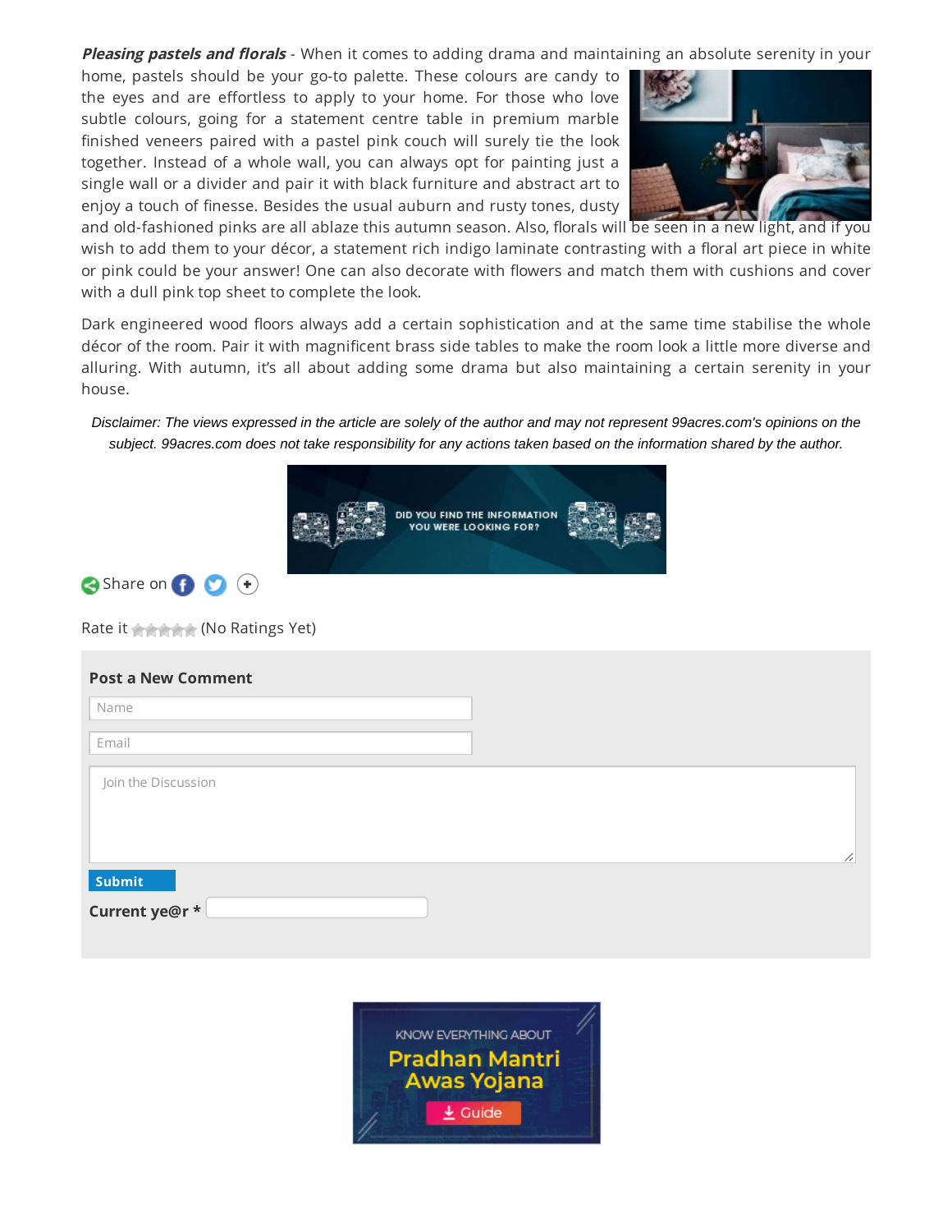***Pleasing pastels and florals*** - When it comes to adding drama and maintaining an absolute serenity in your home, pastels should be your go-to palette. These colours are candy to the eyes and are effortless to apply to your home. For those who love subtle colours, going for a statement centre table in premium marble finished veneers paired with a pastel pink couch will surely tie the look together. Instead of a whole wall, you can always opt for painting just a single wall or a divider and pair it with black furniture and abstract art to enjoy a touch of finesse. Besides the usual auburn and rusty tones, dusty and old-fashioned pinks are all ablaze this autumn season. Also, florals will be seen in a new light, and if you wish to add them to your décor, a statement rich indigo laminate contrasting with a floral art piece in white or pink could be your answer! One can also decorate with flowers and match them with cushions and cover with a dull pink top sheet to complete the look.

Dark engineered wood floors always add a certain sophistication and at the same time stabilise the whole décor of the room. Pair it with magnificent brass side tables to make the room look a little more diverse and alluring. With autumn, it's all about adding some drama but also maintaining a certain serenity in your house.

*Disclaimer: The views expressed in the article are solely of the author and may not represent 99acres.com's opinions on the subject. 99acres.com does not take responsibility for any actions taken based on the information shared by the author.*

DID YOU FIND THE INFORMATION YOU WERE LOOKING FOR?

Share on

Rate it (No Ratings Yet)

**Post a New Comment**

Name

Email

Join the Discussion

**Submit**

**Current ye@r \***

KNOW EVERYTHING ABOUT

Pradhan Mantri Awas Yojana

Guide